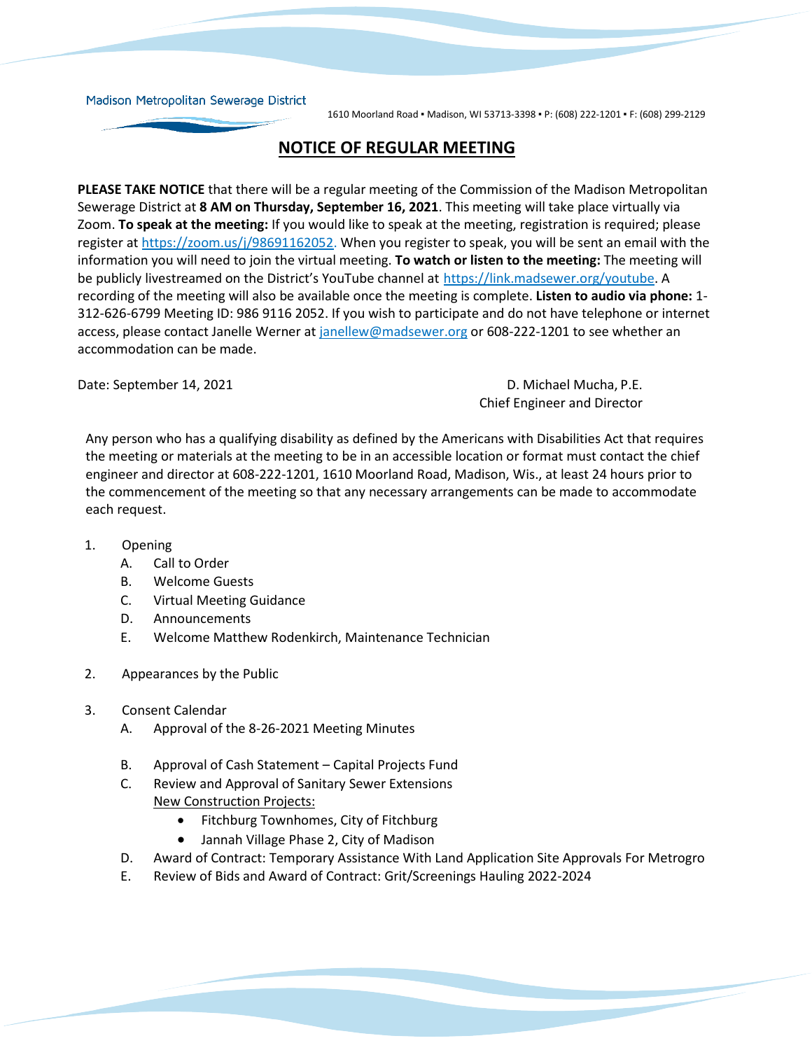Madison Metropolitan Sewerage District

1610 Moorland Road ▪ Madison, WI 53713-3398 ▪ P: (608) 222-1201 ▪ F: (608) 299-2129

# NOTICE OF REGULAR MEETING

**PLEASE TAKE NOTICE** that there will be a regular meeting of the Commission of the Madison Metropolitan Sewerage District at **8 AM on Thursday, September 16, 2021**. This meeting will take place virtually via Zoom. **To speak at the meeting:** If you would like to speak at the meeting, registration is required; please register at https://zoom.us/j/98691162052. When you register to speak, you will be sent an email with the information you will need to join the virtual meeting. **To watch or listen to the meeting:** The meeting will be publicly livestreamed on the District's YouTube channel at https://link.madsewer.org/youtube. A recording of the meeting will also be available once the meeting is complete. **Listen to audio via phone:** 1-312-626-6799 Meeting ID: 986 9116 2052. If you wish to participate and do not have telephone or internet access, please contact Janelle Werner at janellew@madsewer.org or 608-222-1201 to see whether an accommodation can be made.

Date: September 14, 2021

D. Michael Mucha, P.E.
Chief Engineer and Director

Any person who has a qualifying disability as defined by the Americans with Disabilities Act that requires the meeting or materials at the meeting to be in an accessible location or format must contact the chief engineer and director at 608-222-1201, 1610 Moorland Road, Madison, Wis., at least 24 hours prior to the commencement of the meeting so that any necessary arrangements can be made to accommodate each request.

1. Opening
   - A. Call to Order
   - B. Welcome Guests
   - C. Virtual Meeting Guidance
   - D. Announcements
   - E. Welcome Matthew Rodenkirch, Maintenance Technician

2. Appearances by the Public

3. Consent Calendar
   - A. Approval of the 8-26-2021 Meeting Minutes
   - B. Approval of Cash Statement – Capital Projects Fund
   - C. Review and Approval of Sanitary Sewer Extensions
     New Construction Projects:
     - Fitchburg Townhomes, City of Fitchburg
     - Jannah Village Phase 2, City of Madison
   - D. Award of Contract: Temporary Assistance With Land Application Site Approvals For Metrogro
   - E. Review of Bids and Award of Contract: Grit/Screenings Hauling 2022-2024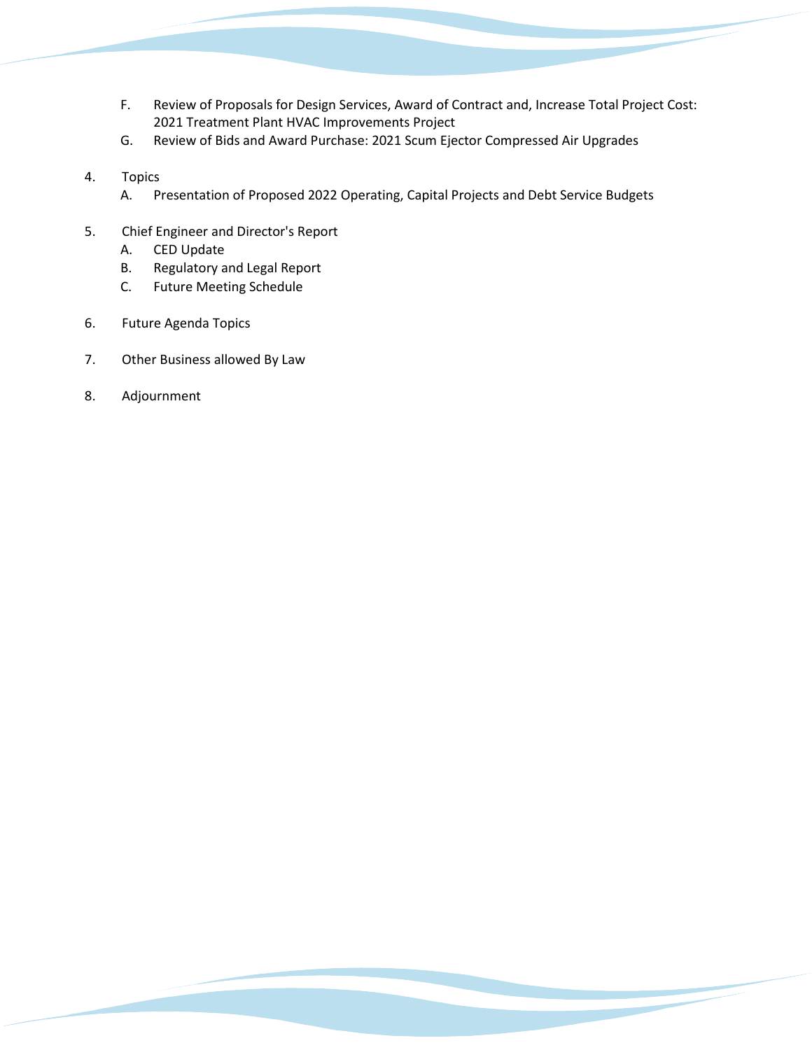F. Review of Proposals for Design Services, Award of Contract and, Increase Total Project Cost: 2021 Treatment Plant HVAC Improvements Project
   G. Review of Bids and Award Purchase: 2021 Scum Ejector Compressed Air Upgrades

4. Topics
   A. Presentation of Proposed 2022 Operating, Capital Projects and Debt Service Budgets

5. Chief Engineer and Director's Report
   A. CED Update
   B. Regulatory and Legal Report
   C. Future Meeting Schedule

6. Future Agenda Topics

7. Other Business allowed By Law

8. Adjournment